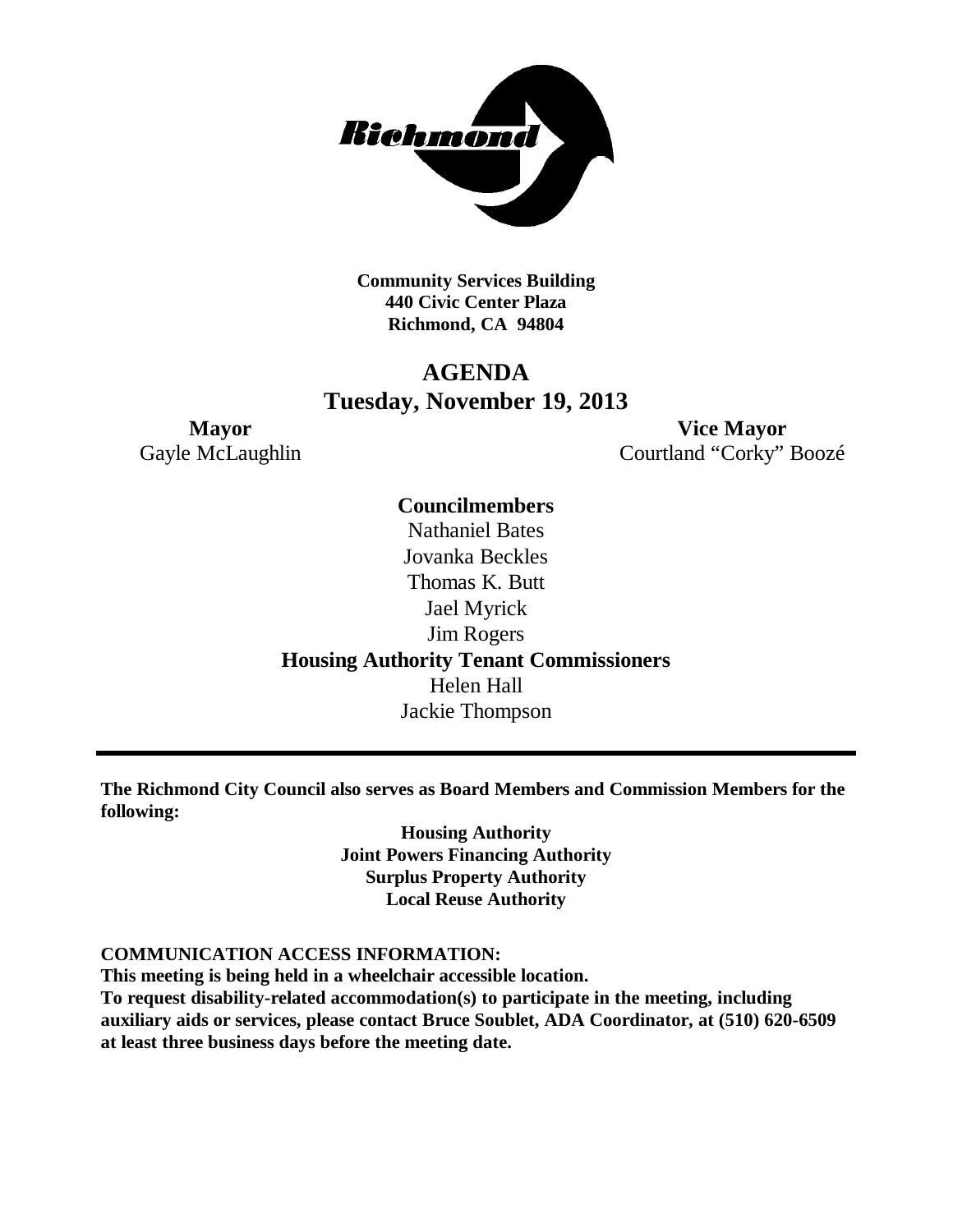**Community Services Building**
**440 Civic Center Plaza**
**Richmond, CA 94804**

# AGENDA
## Tuesday, November 19, 2013

**Mayor**
Gayle McLaughlin

**Vice Mayor**
Courtland "Corky" Boozé

**Councilmembers**
Nathaniel Bates
Jovanka Beckles
Thomas K. Butt
Jael Myrick
Jim Rogers

**Housing Authority Tenant Commissioners**
Helen Hall
Jackie Thompson

---

**The Richmond City Council also serves as Board Members and Commission Members for the following:**

**Housing Authority**
**Joint Powers Financing Authority**
**Surplus Property Authority**
**Local Reuse Authority**

**COMMUNICATION ACCESS INFORMATION:**
**This meeting is being held in a wheelchair accessible location.**
**To request disability-related accommodation(s) to participate in the meeting, including auxiliary aids or services, please contact Bruce Soublet, ADA Coordinator, at (510) 620-6509 at least three business days before the meeting date.**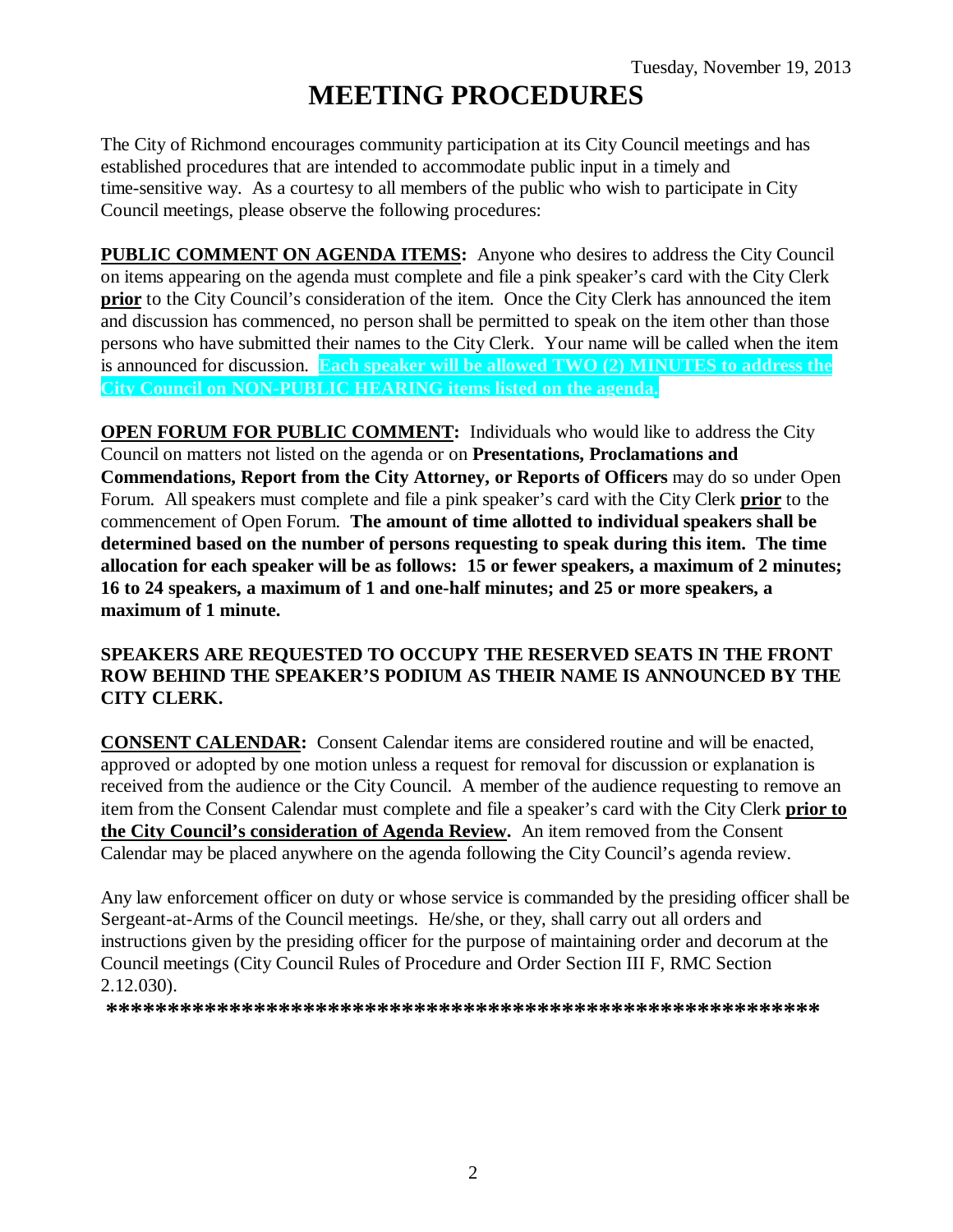Tuesday, November 19, 2013

# MEETING PROCEDURES

The City of Richmond encourages community participation at its City Council meetings and has established procedures that are intended to accommodate public input in a timely and time-sensitive way. As a courtesy to all members of the public who wish to participate in City Council meetings, please observe the following procedures:

**PUBLIC COMMENT ON AGENDA ITEMS:** Anyone who desires to address the City Council on items appearing on the agenda must complete and file a pink speaker's card with the City Clerk **prior** to the City Council's consideration of the item. Once the City Clerk has announced the item and discussion has commenced, no person shall be permitted to speak on the item other than those persons who have submitted their names to the City Clerk. Your name will be called when the item is announced for discussion. **Each speaker will be allowed TWO (2) MINUTES to address the City Council on NON-PUBLIC HEARING items listed on the agenda.**

**OPEN FORUM FOR PUBLIC COMMENT:** Individuals who would like to address the City Council on matters not listed on the agenda or on **Presentations, Proclamations and Commendations, Report from the City Attorney, or Reports of Officers** may do so under Open Forum. All speakers must complete and file a pink speaker's card with the City Clerk **prior** to the commencement of Open Forum. **The amount of time allotted to individual speakers shall be determined based on the number of persons requesting to speak during this item. The time allocation for each speaker will be as follows: 15 or fewer speakers, a maximum of 2 minutes; 16 to 24 speakers, a maximum of 1 and one-half minutes; and 25 or more speakers, a maximum of 1 minute.**

**SPEAKERS ARE REQUESTED TO OCCUPY THE RESERVED SEATS IN THE FRONT ROW BEHIND THE SPEAKER'S PODIUM AS THEIR NAME IS ANNOUNCED BY THE CITY CLERK.**

**CONSENT CALENDAR:** Consent Calendar items are considered routine and will be enacted, approved or adopted by one motion unless a request for removal for discussion or explanation is received from the audience or the City Council. A member of the audience requesting to remove an item from the Consent Calendar must complete and file a speaker's card with the City Clerk **prior to the City Council's consideration of Agenda Review.** An item removed from the Consent Calendar may be placed anywhere on the agenda following the City Council's agenda review.

Any law enforcement officer on duty or whose service is commanded by the presiding officer shall be Sergeant-at-Arms of the Council meetings. He/she, or they, shall carry out all orders and instructions given by the presiding officer for the purpose of maintaining order and decorum at the Council meetings (City Council Rules of Procedure and Order Section III F, RMC Section 2.12.030).

**\*\*\*\*\*\*\*\*\*\*\*\*\*\*\*\*\*\*\*\*\*\*\*\*\*\*\*\*\*\*\*\*\*\*\*\*\*\*\*\*\*\*\*\*\*\*\*\*\*\*\*\*\*\*\*\*\*\***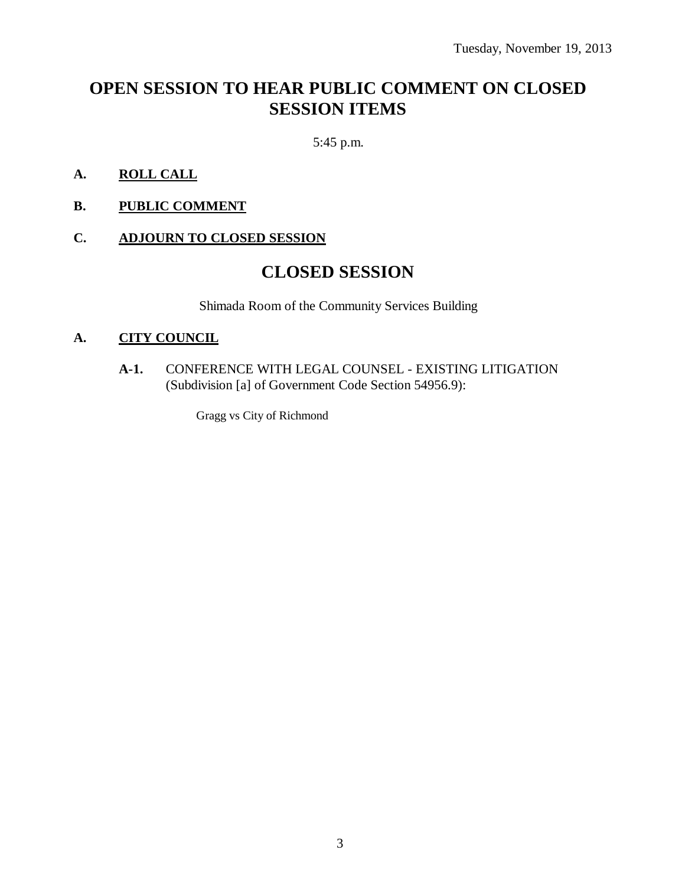Tuesday, November 19, 2013

# OPEN SESSION TO HEAR PUBLIC COMMENT ON CLOSED SESSION ITEMS

5:45 p.m.

**A. ROLL CALL**

**B. PUBLIC COMMENT**

**C. ADJOURN TO CLOSED SESSION**

# CLOSED SESSION

Shimada Room of the Community Services Building

**A. CITY COUNCIL**

**A-1.** CONFERENCE WITH LEGAL COUNSEL - EXISTING LITIGATION (Subdivision [a] of Government Code Section 54956.9):

Gragg vs City of Richmond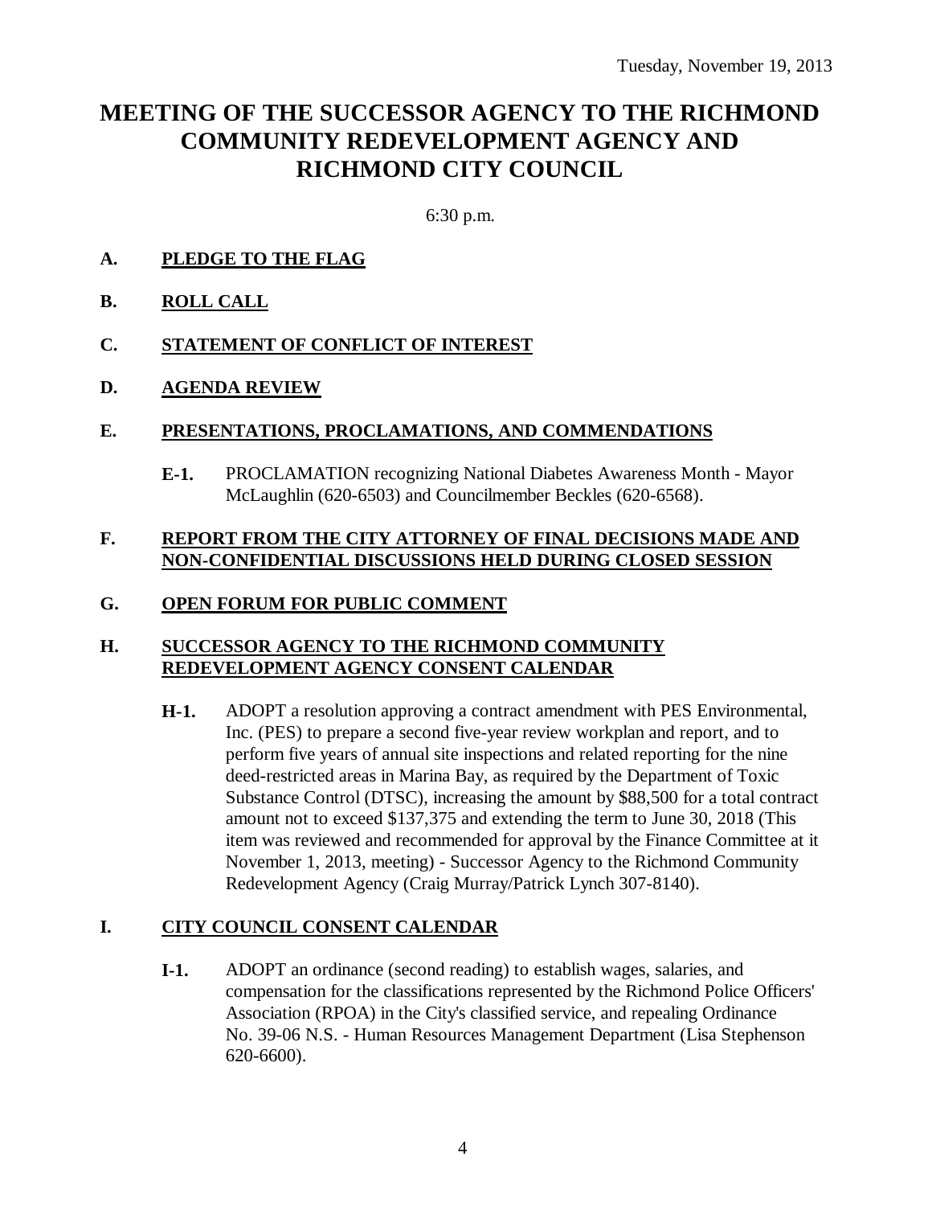Tuesday, November 19, 2013

# MEETING OF THE SUCCESSOR AGENCY TO THE RICHMOND COMMUNITY REDEVELOPMENT AGENCY AND RICHMOND CITY COUNCIL

6:30 p.m.

**A. PLEDGE TO THE FLAG**

**B. ROLL CALL**

**C. STATEMENT OF CONFLICT OF INTEREST**

**D. AGENDA REVIEW**

**E. PRESENTATIONS, PROCLAMATIONS, AND COMMENDATIONS**

**E-1.** PROCLAMATION recognizing National Diabetes Awareness Month - Mayor McLaughlin (620-6503) and Councilmember Beckles (620-6568).

**F. REPORT FROM THE CITY ATTORNEY OF FINAL DECISIONS MADE AND NON-CONFIDENTIAL DISCUSSIONS HELD DURING CLOSED SESSION**

**G. OPEN FORUM FOR PUBLIC COMMENT**

**H. SUCCESSOR AGENCY TO THE RICHMOND COMMUNITY REDEVELOPMENT AGENCY CONSENT CALENDAR**

**H-1.** ADOPT a resolution approving a contract amendment with PES Environmental, Inc. (PES) to prepare a second five-year review workplan and report, and to perform five years of annual site inspections and related reporting for the nine deed-restricted areas in Marina Bay, as required by the Department of Toxic Substance Control (DTSC), increasing the amount by $88,500 for a total contract amount not to exceed $137,375 and extending the term to June 30, 2018 (This item was reviewed and recommended for approval by the Finance Committee at it November 1, 2013, meeting) - Successor Agency to the Richmond Community Redevelopment Agency (Craig Murray/Patrick Lynch 307-8140).

**I. CITY COUNCIL CONSENT CALENDAR**

**I-1.** ADOPT an ordinance (second reading) to establish wages, salaries, and compensation for the classifications represented by the Richmond Police Officers' Association (RPOA) in the City's classified service, and repealing Ordinance No. 39-06 N.S. - Human Resources Management Department (Lisa Stephenson 620-6600).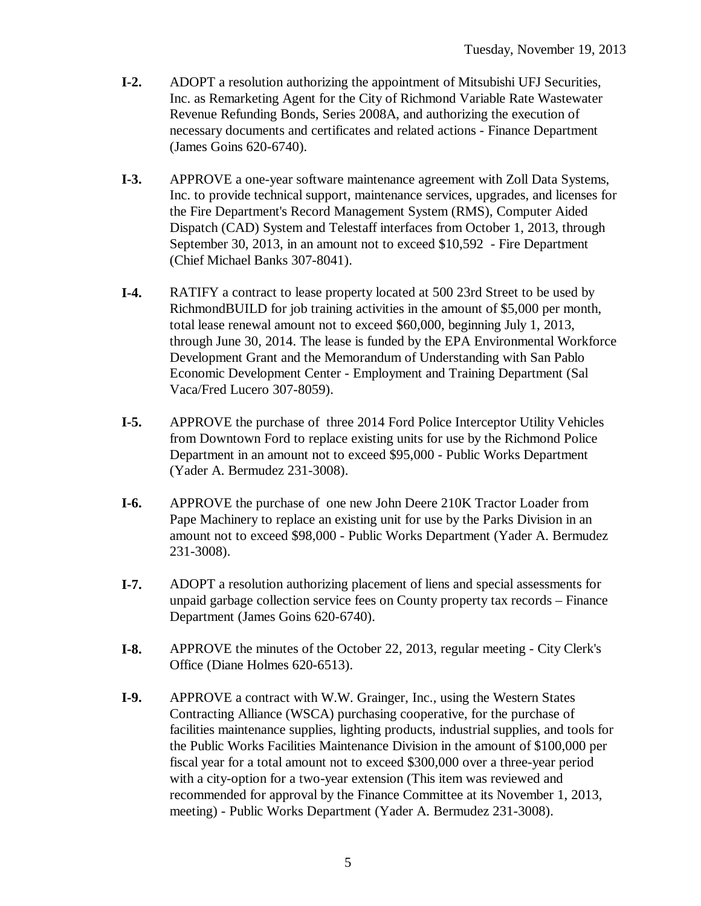**I-2.** ADOPT a resolution authorizing the appointment of Mitsubishi UFJ Securities, Inc. as Remarketing Agent for the City of Richmond Variable Rate Wastewater Revenue Refunding Bonds, Series 2008A, and authorizing the execution of necessary documents and certificates and related actions - Finance Department (James Goins 620-6740).

**I-3.** APPROVE a one-year software maintenance agreement with Zoll Data Systems, Inc. to provide technical support, maintenance services, upgrades, and licenses for the Fire Department's Record Management System (RMS), Computer Aided Dispatch (CAD) System and Telestaff interfaces from October 1, 2013, through September 30, 2013, in an amount not to exceed $10,592 - Fire Department (Chief Michael Banks 307-8041).

**I-4.** RATIFY a contract to lease property located at 500 23rd Street to be used by RichmondBUILD for job training activities in the amount of $5,000 per month, total lease renewal amount not to exceed $60,000, beginning July 1, 2013, through June 30, 2014. The lease is funded by the EPA Environmental Workforce Development Grant and the Memorandum of Understanding with San Pablo Economic Development Center - Employment and Training Department (Sal Vaca/Fred Lucero 307-8059).

**I-5.** APPROVE the purchase of three 2014 Ford Police Interceptor Utility Vehicles from Downtown Ford to replace existing units for use by the Richmond Police Department in an amount not to exceed $95,000 - Public Works Department (Yader A. Bermudez 231-3008).

**I-6.** APPROVE the purchase of one new John Deere 210K Tractor Loader from Pape Machinery to replace an existing unit for use by the Parks Division in an amount not to exceed $98,000 - Public Works Department (Yader A. Bermudez 231-3008).

**I-7.** ADOPT a resolution authorizing placement of liens and special assessments for unpaid garbage collection service fees on County property tax records – Finance Department (James Goins 620-6740).

**I-8.** APPROVE the minutes of the October 22, 2013, regular meeting - City Clerk's Office (Diane Holmes 620-6513).

**I-9.** APPROVE a contract with W.W. Grainger, Inc., using the Western States Contracting Alliance (WSCA) purchasing cooperative, for the purchase of facilities maintenance supplies, lighting products, industrial supplies, and tools for the Public Works Facilities Maintenance Division in the amount of $100,000 per fiscal year for a total amount not to exceed $300,000 over a three-year period with a city-option for a two-year extension (This item was reviewed and recommended for approval by the Finance Committee at its November 1, 2013, meeting) - Public Works Department (Yader A. Bermudez 231-3008).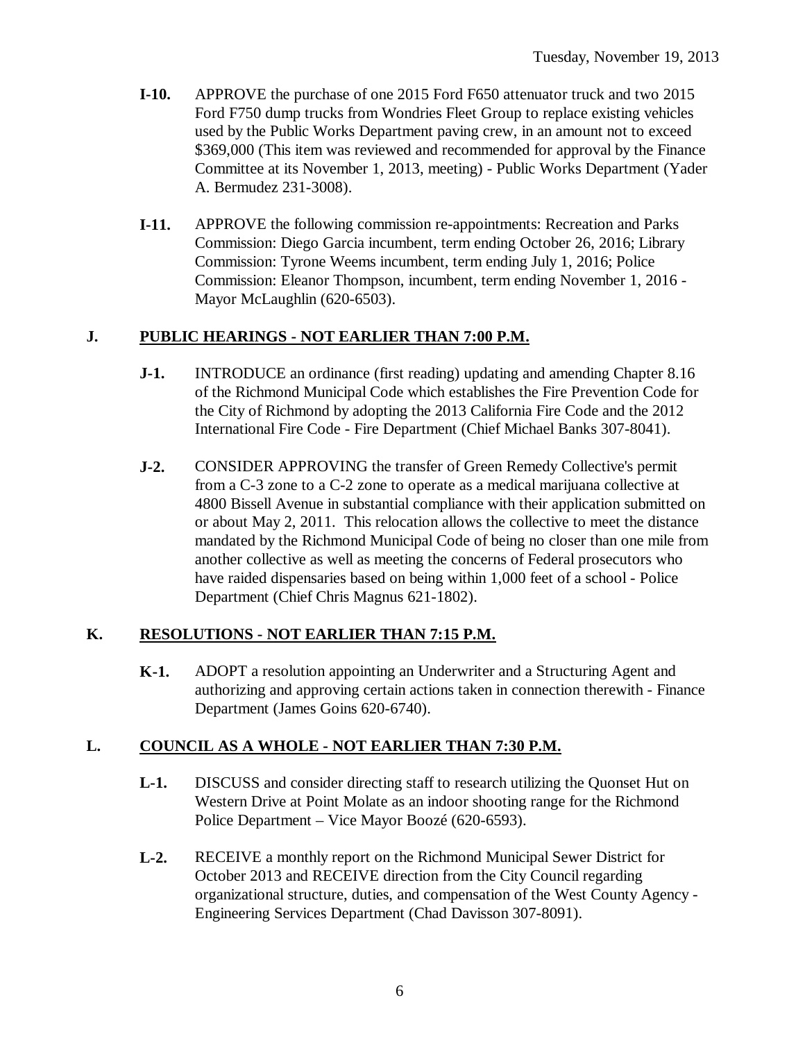**I-10.** APPROVE the purchase of one 2015 Ford F650 attenuator truck and two 2015 Ford F750 dump trucks from Wondries Fleet Group to replace existing vehicles used by the Public Works Department paving crew, in an amount not to exceed \$369,000 (This item was reviewed and recommended for approval by the Finance Committee at its November 1, 2013, meeting) - Public Works Department (Yader A. Bermudez 231-3008).

**I-11.** APPROVE the following commission re-appointments: Recreation and Parks Commission: Diego Garcia incumbent, term ending October 26, 2016; Library Commission: Tyrone Weems incumbent, term ending July 1, 2016; Police Commission: Eleanor Thompson, incumbent, term ending November 1, 2016 - Mayor McLaughlin (620-6503).

## J. PUBLIC HEARINGS - NOT EARLIER THAN 7:00 P.M.

**J-1.** INTRODUCE an ordinance (first reading) updating and amending Chapter 8.16 of the Richmond Municipal Code which establishes the Fire Prevention Code for the City of Richmond by adopting the 2013 California Fire Code and the 2012 International Fire Code - Fire Department (Chief Michael Banks 307-8041).

**J-2.** CONSIDER APPROVING the transfer of Green Remedy Collective's permit from a C-3 zone to a C-2 zone to operate as a medical marijuana collective at 4800 Bissell Avenue in substantial compliance with their application submitted on or about May 2, 2011. This relocation allows the collective to meet the distance mandated by the Richmond Municipal Code of being no closer than one mile from another collective as well as meeting the concerns of Federal prosecutors who have raided dispensaries based on being within 1,000 feet of a school - Police Department (Chief Chris Magnus 621-1802).

## K. RESOLUTIONS - NOT EARLIER THAN 7:15 P.M.

**K-1.** ADOPT a resolution appointing an Underwriter and a Structuring Agent and authorizing and approving certain actions taken in connection therewith - Finance Department (James Goins 620-6740).

## L. COUNCIL AS A WHOLE - NOT EARLIER THAN 7:30 P.M.

**L-1.** DISCUSS and consider directing staff to research utilizing the Quonset Hut on Western Drive at Point Molate as an indoor shooting range for the Richmond Police Department – Vice Mayor Boozé (620-6593).

**L-2.** RECEIVE a monthly report on the Richmond Municipal Sewer District for October 2013 and RECEIVE direction from the City Council regarding organizational structure, duties, and compensation of the West County Agency - Engineering Services Department (Chad Davisson 307-8091).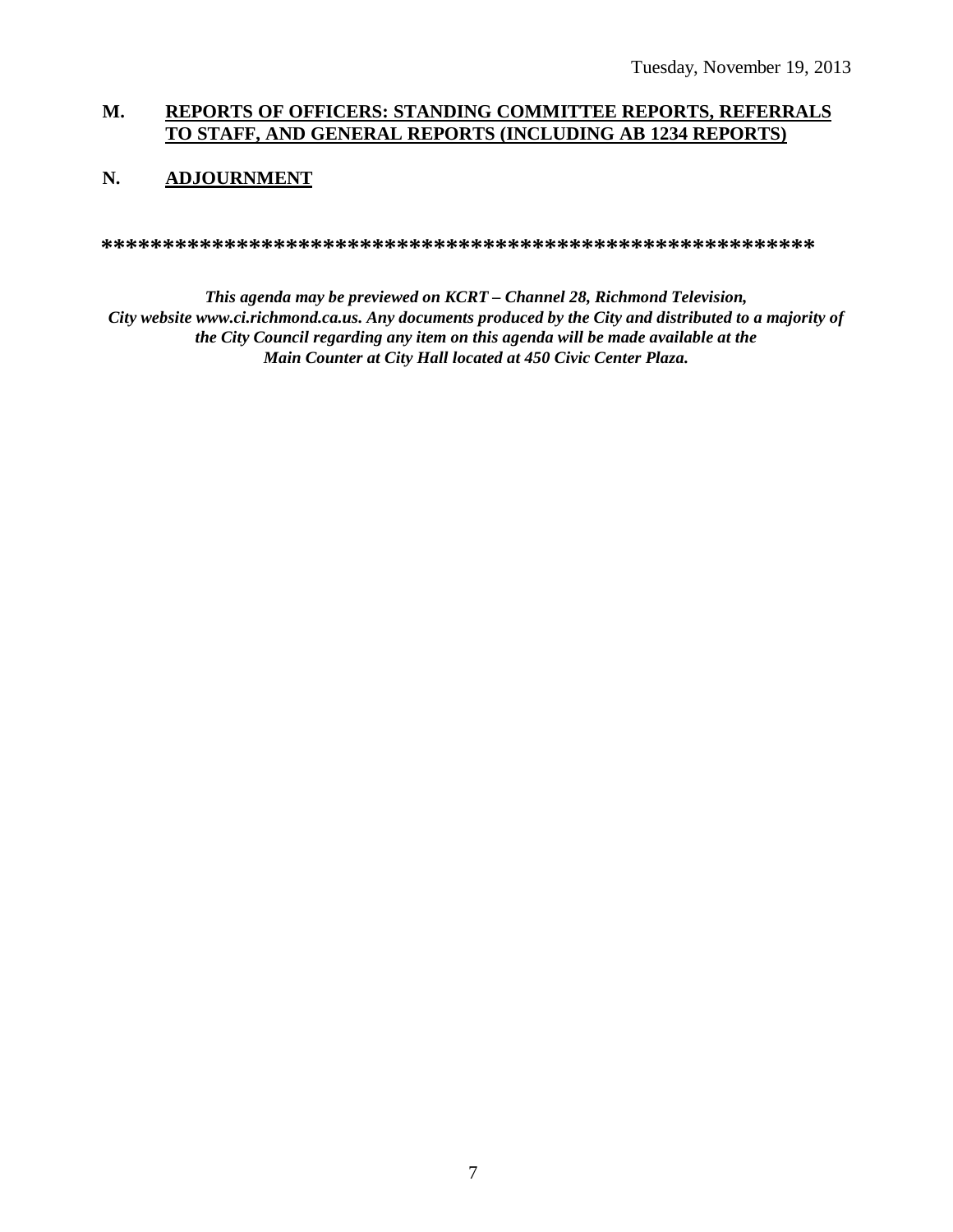## M. <u>REPORTS OF OFFICERS: STANDING COMMITTEE REPORTS, REFERRALS TO STAFF, AND GENERAL REPORTS (INCLUDING AB 1234 REPORTS)</u>

## N. <u>ADJOURNMENT</u>

**\*\*\*\*\*\*\*\*\*\*\*\*\*\*\*\*\*\*\*\*\*\*\*\*\*\*\*\*\*\*\*\*\*\*\*\*\*\*\*\*\*\*\*\*\*\*\*\*\*\*\*\*\*\*\*\*\*\*\*\***

***This agenda may be previewed on KCRT – Channel 28, Richmond Television, City website www.ci.richmond.ca.us. Any documents produced by the City and distributed to a majority of the City Council regarding any item on this agenda will be made available at the Main Counter at City Hall located at 450 Civic Center Plaza.***